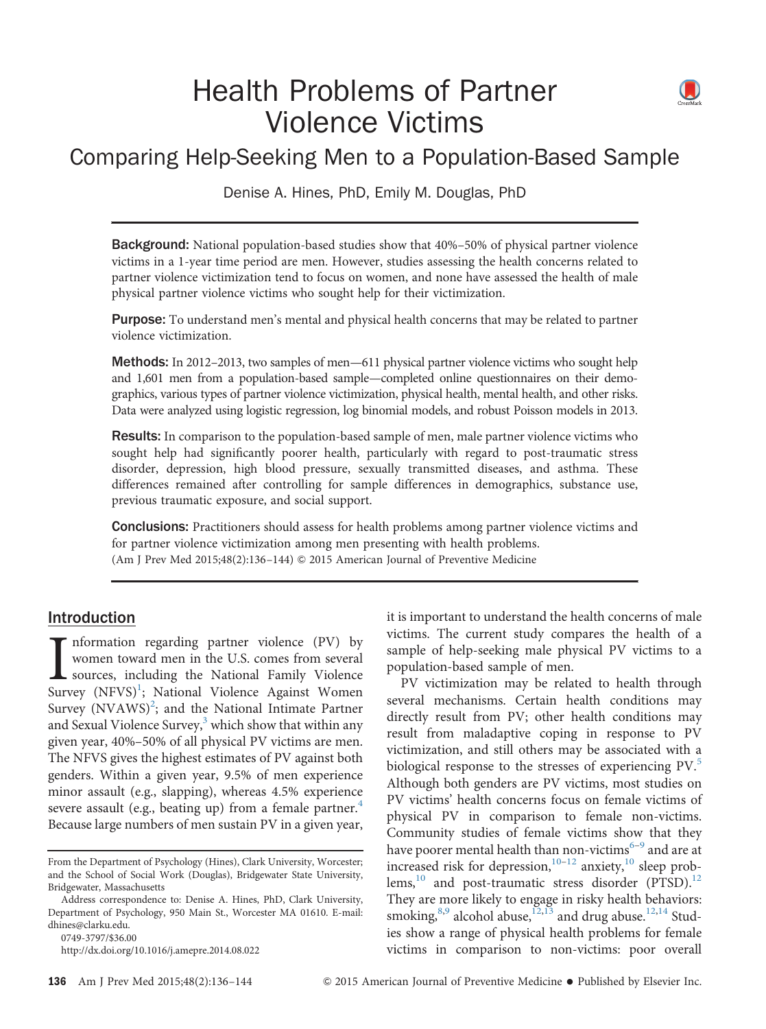# Health Problems of Partner Violence Victims

## Comparing Help-Seeking Men to a Population-Based Sample

Denise A. Hines, PhD, Emily M. Douglas, PhD

**Background:** National population-based studies show that 40%–50% of physical partner violence victims in a 1-year time period are men. However, studies assessing the health concerns related to partner violence victimization tend to focus on women, and none have assessed the health of male physical partner violence victims who sought help for their victimization.

**Purpose:** To understand men's mental and physical health concerns that may be related to partner violence victimization.

**Methods:** In 2012–2013, two samples of men—611 physical partner violence victims who sought help and 1,601 men from a population-based sample—completed online questionnaires on their demographics, various types of partner violence victimization, physical health, mental health, and other risks. Data were analyzed using logistic regression, log binomial models, and robust Poisson models in 2013.

**Results:** In comparison to the population-based sample of men, male partner violence victims who sought help had significantly poorer health, particularly with regard to post-traumatic stress disorder, depression, high blood pressure, sexually transmitted diseases, and asthma. These differences remained after controlling for sample differences in demographics, substance use, previous traumatic exposure, and social support.

**Conclusions:** Practitioners should assess for health problems among partner violence victims and for partner violence victimization among men presenting with health problems.

(Am J Prev Med 2015;48(2):136–144) © 2015 American Journal of Preventive Medicine

## Introduction

Information regarding partner violence (PV) by women toward men in the U.S. comes from several sources, including the National Family Violence Survey (NFVS)[1]; National Violence Against Women Survey (NVAWS)[2]; and the National Intimate Partner and Sexual Violence Survey,[3] which show that within any given year, 40%–50% of all physical PV victims are men. The NFVS gives the highest estimates of PV against both genders. Within a given year, 9.5% of men experience minor assault (e.g., slapping), whereas 4.5% experience severe assault (e.g., beating up) from a female partner.[4] Because large numbers of men sustain PV in a given year, it is important to understand the health concerns of male victims. The current study compares the health of a sample of help-seeking male physical PV victims to a population-based sample of men.

PV victimization may be related to health through several mechanisms. Certain health conditions may directly result from PV; other health conditions may result from maladaptive coping in response to PV victimization, and still others may be associated with a biological response to the stresses of experiencing PV.[5] Although both genders are PV victims, most studies on PV victims' health concerns focus on female victims of physical PV in comparison to female non-victims. Community studies of female victims show that they have poorer mental health than non-victims[6–9] and are at increased risk for depression,[10–12] anxiety,[10] sleep problems,[10] and post-traumatic stress disorder (PTSD).[12] They are more likely to engage in risky health behaviors: smoking,[8,9] alcohol abuse,[12,13] and drug abuse.[12,14] Studies show a range of physical health problems for female victims in comparison to non-victims: poor overall

From the Department of Psychology (Hines), Clark University, Worcester; and the School of Social Work (Douglas), Bridgewater State University, Bridgewater, Massachusetts

Address correspondence to: Denise A. Hines, PhD, Clark University, Department of Psychology, 950 Main St., Worcester MA 01610. E-mail: dhines@clarku.edu.

0749-3797/$36.00

http://dx.doi.org/10.1016/j.amepre.2014.08.022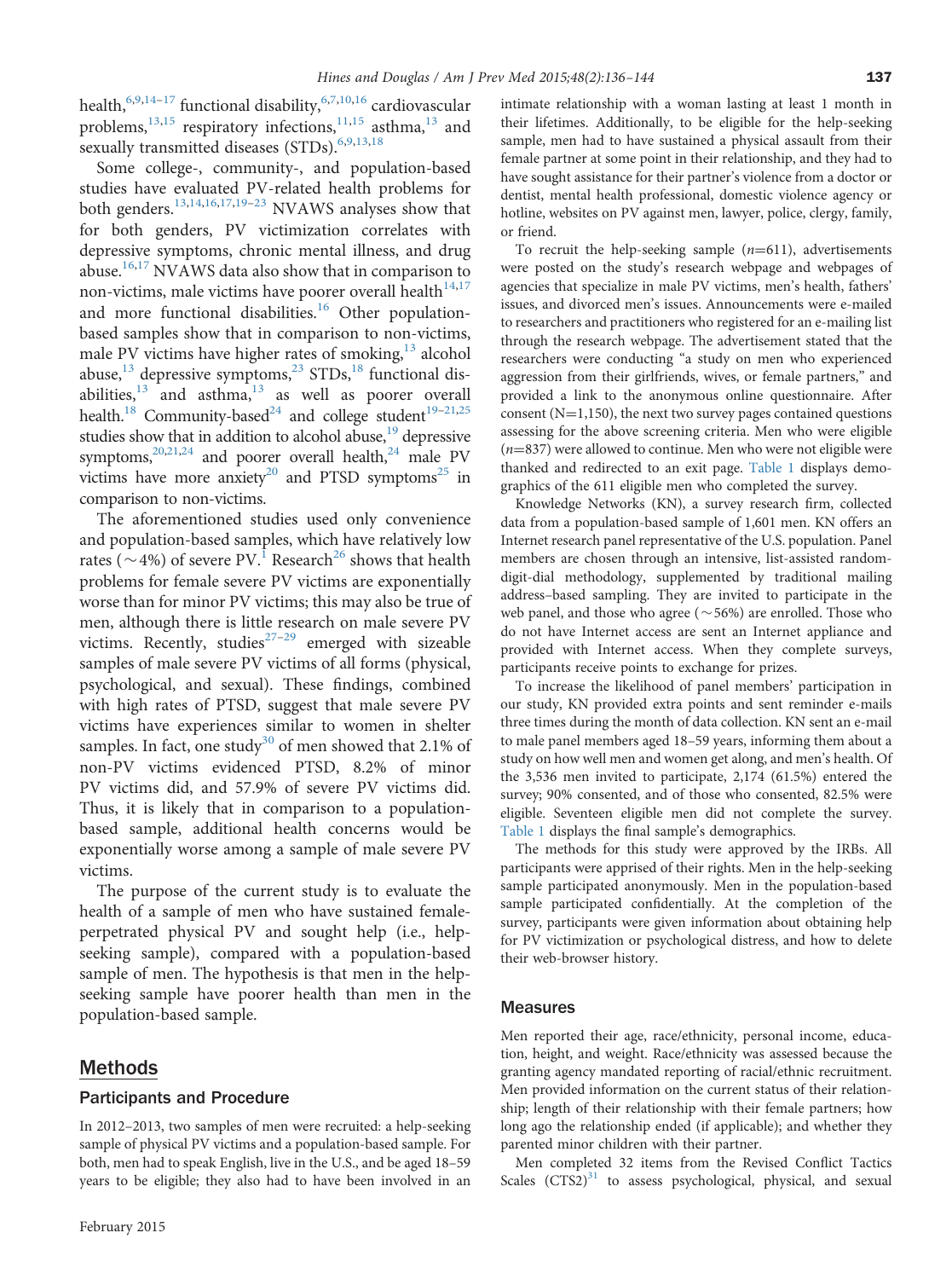health,[6,9,14–17] functional disability,[6,7,10,16] cardiovascular problems,[13,15] respiratory infections,[11,15] asthma,[13] and sexually transmitted diseases (STDs).[6,9,13,18]

Some college-, community-, and population-based studies have evaluated PV-related health problems for both genders.[13,14,16,17,19–23] NVAWS analyses show that for both genders, PV victimization correlates with depressive symptoms, chronic mental illness, and drug abuse.[16,17] NVAWS data also show that in comparison to non-victims, male victims have poorer overall health[14,17] and more functional disabilities.[16] Other population-based samples show that in comparison to non-victims, male PV victims have higher rates of smoking,[13] alcohol abuse,[13] depressive symptoms,[23] STDs,[18] functional disabilities,[13] and asthma,[13] as well as poorer overall health.[18] Community-based[24] and college student[19–21,25] studies show that in addition to alcohol abuse,[19] depressive symptoms,[20,21,24] and poorer overall health,[24] male PV victims have more anxiety[20] and PTSD symptoms[25] in comparison to non-victims.

The aforementioned studies used only convenience and population-based samples, which have relatively low rates (~4%) of severe PV.[1] Research[26] shows that health problems for female severe PV victims are exponentially worse than for minor PV victims; this may also be true of men, although there is little research on male severe PV victims. Recently, studies[27–29] emerged with sizeable samples of male severe PV victims of all forms (physical, psychological, and sexual). These findings, combined with high rates of PTSD, suggest that male severe PV victims have experiences similar to women in shelter samples. In fact, one study[30] of men showed that 2.1% of non-PV victims evidenced PTSD, 8.2% of minor PV victims did, and 57.9% of severe PV victims did. Thus, it is likely that in comparison to a population-based sample, additional health concerns would be exponentially worse among a sample of male severe PV victims.

The purpose of the current study is to evaluate the health of a sample of men who have sustained female-perpetrated physical PV and sought help (i.e., help-seeking sample), compared with a population-based sample of men. The hypothesis is that men in the help-seeking sample have poorer health than men in the population-based sample.

## Methods

### Participants and Procedure

In 2012–2013, two samples of men were recruited: a help-seeking sample of physical PV victims and a population-based sample. For both, men had to speak English, live in the U.S., and be aged 18–59 years to be eligible; they also had to have been involved in an intimate relationship with a woman lasting at least 1 month in their lifetimes. Additionally, to be eligible for the help-seeking sample, men had to have sustained a physical assault from their female partner at some point in their relationship, and they had to have sought assistance for their partner's violence from a doctor or dentist, mental health professional, domestic violence agency or hotline, websites on PV against men, lawyer, police, clergy, family, or friend.

To recruit the help-seeking sample ($n$=611), advertisements were posted on the study's research webpage and webpages of agencies that specialize in male PV victims, men's health, fathers' issues, and divorced men's issues. Announcements were e-mailed to researchers and practitioners who registered for an e-mailing list through the research webpage. The advertisement stated that the researchers were conducting "a study on men who experienced aggression from their girlfriends, wives, or female partners," and provided a link to the anonymous online questionnaire. After consent (N=1,150), the next two survey pages contained questions assessing for the above screening criteria. Men who were eligible ($n$=837) were allowed to continue. Men who were not eligible were thanked and redirected to an exit page. Table 1 displays demographics of the 611 eligible men who completed the survey.

Knowledge Networks (KN), a survey research firm, collected data from a population-based sample of 1,601 men. KN offers an Internet research panel representative of the U.S. population. Panel members are chosen through an intensive, list-assisted random-digit-dial methodology, supplemented by traditional mailing address–based sampling. They are invited to participate in the web panel, and those who agree (~56%) are enrolled. Those who do not have Internet access are sent an Internet appliance and provided with Internet access. When they complete surveys, participants receive points to exchange for prizes.

To increase the likelihood of panel members' participation in our study, KN provided extra points and sent reminder e-mails three times during the month of data collection. KN sent an e-mail to male panel members aged 18–59 years, informing them about a study on how well men and women get along, and men's health. Of the 3,536 men invited to participate, 2,174 (61.5%) entered the survey; 90% consented, and of those who consented, 82.5% were eligible. Seventeen eligible men did not complete the survey. Table 1 displays the final sample's demographics.

The methods for this study were approved by the IRBs. All participants were apprised of their rights. Men in the help-seeking sample participated anonymously. Men in the population-based sample participated confidentially. At the completion of the survey, participants were given information about obtaining help for PV victimization or psychological distress, and how to delete their web-browser history.

### Measures

Men reported their age, race/ethnicity, personal income, education, height, and weight. Race/ethnicity was assessed because the granting agency mandated reporting of racial/ethnic recruitment. Men provided information on the current status of their relationship; length of their relationship with their female partners; how long ago the relationship ended (if applicable); and whether they parented minor children with their partner.

Men completed 32 items from the Revised Conflict Tactics Scales (CTS2)[31] to assess psychological, physical, and sexual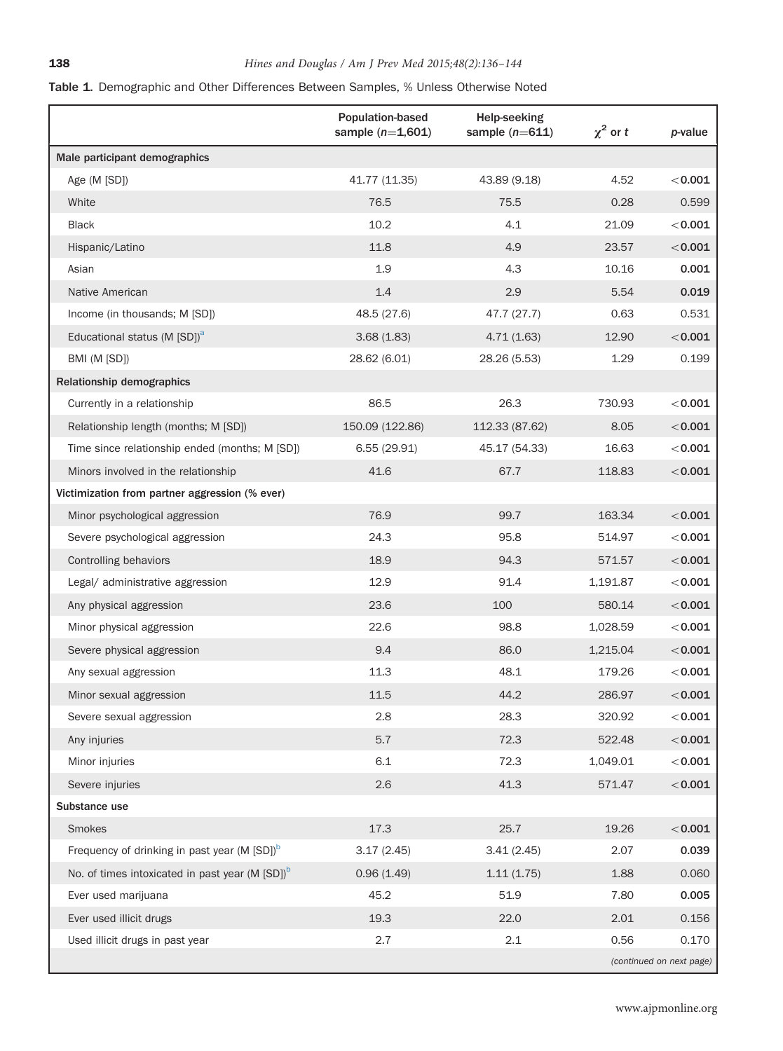**Table 1.** Demographic and Other Differences Between Samples, % Unless Otherwise Noted

| | Population-based sample ($n$=1,601) | Help-seeking sample ($n$=611) | $\chi^2$ or $t$ | $p$-value |
|---|---|---|---|---|
| **Male participant demographics** | | | | |
| Age (M [SD]) | 41.77 (11.35) | 43.89 (9.18) | 4.52 | **<0.001** |
| White | 76.5 | 75.5 | 0.28 | 0.599 |
| Black | 10.2 | 4.1 | 21.09 | **<0.001** |
| Hispanic/Latino | 11.8 | 4.9 | 23.57 | **<0.001** |
| Asian | 1.9 | 4.3 | 10.16 | **0.001** |
| Native American | 1.4 | 2.9 | 5.54 | **0.019** |
| Income (in thousands; M [SD]) | 48.5 (27.6) | 47.7 (27.7) | 0.63 | 0.531 |
| Educational status (M [SD])[a] | 3.68 (1.83) | 4.71 (1.63) | 12.90 | **<0.001** |
| BMI (M [SD]) | 28.62 (6.01) | 28.26 (5.53) | 1.29 | 0.199 |
| **Relationship demographics** | | | | |
| Currently in a relationship | 86.5 | 26.3 | 730.93 | **<0.001** |
| Relationship length (months; M [SD]) | 150.09 (122.86) | 112.33 (87.62) | 8.05 | **<0.001** |
| Time since relationship ended (months; M [SD]) | 6.55 (29.91) | 45.17 (54.33) | 16.63 | **<0.001** |
| Minors involved in the relationship | 41.6 | 67.7 | 118.83 | **<0.001** |
| **Victimization from partner aggression (% ever)** | | | | |
| Minor psychological aggression | 76.9 | 99.7 | 163.34 | **<0.001** |
| Severe psychological aggression | 24.3 | 95.8 | 514.97 | **<0.001** |
| Controlling behaviors | 18.9 | 94.3 | 571.57 | **<0.001** |
| Legal/ administrative aggression | 12.9 | 91.4 | 1,191.87 | **<0.001** |
| Any physical aggression | 23.6 | 100 | 580.14 | **<0.001** |
| Minor physical aggression | 22.6 | 98.8 | 1,028.59 | **<0.001** |
| Severe physical aggression | 9.4 | 86.0 | 1,215.04 | **<0.001** |
| Any sexual aggression | 11.3 | 48.1 | 179.26 | **<0.001** |
| Minor sexual aggression | 11.5 | 44.2 | 286.97 | **<0.001** |
| Severe sexual aggression | 2.8 | 28.3 | 320.92 | **<0.001** |
| Any injuries | 5.7 | 72.3 | 522.48 | **<0.001** |
| Minor injuries | 6.1 | 72.3 | 1,049.01 | **<0.001** |
| Severe injuries | 2.6 | 41.3 | 571.47 | **<0.001** |
| **Substance use** | | | | |
| Smokes | 17.3 | 25.7 | 19.26 | **<0.001** |
| Frequency of drinking in past year (M [SD])[b] | 3.17 (2.45) | 3.41 (2.45) | 2.07 | **0.039** |
| No. of times intoxicated in past year (M [SD])[b] | 0.96 (1.49) | 1.11 (1.75) | 1.88 | 0.060 |
| Ever used marijuana | 45.2 | 51.9 | 7.80 | **0.005** |
| Ever used illicit drugs | 19.3 | 22.0 | 2.01 | 0.156 |
| Used illicit drugs in past year | 2.7 | 2.1 | 0.56 | 0.170 |

*(continued on next page)*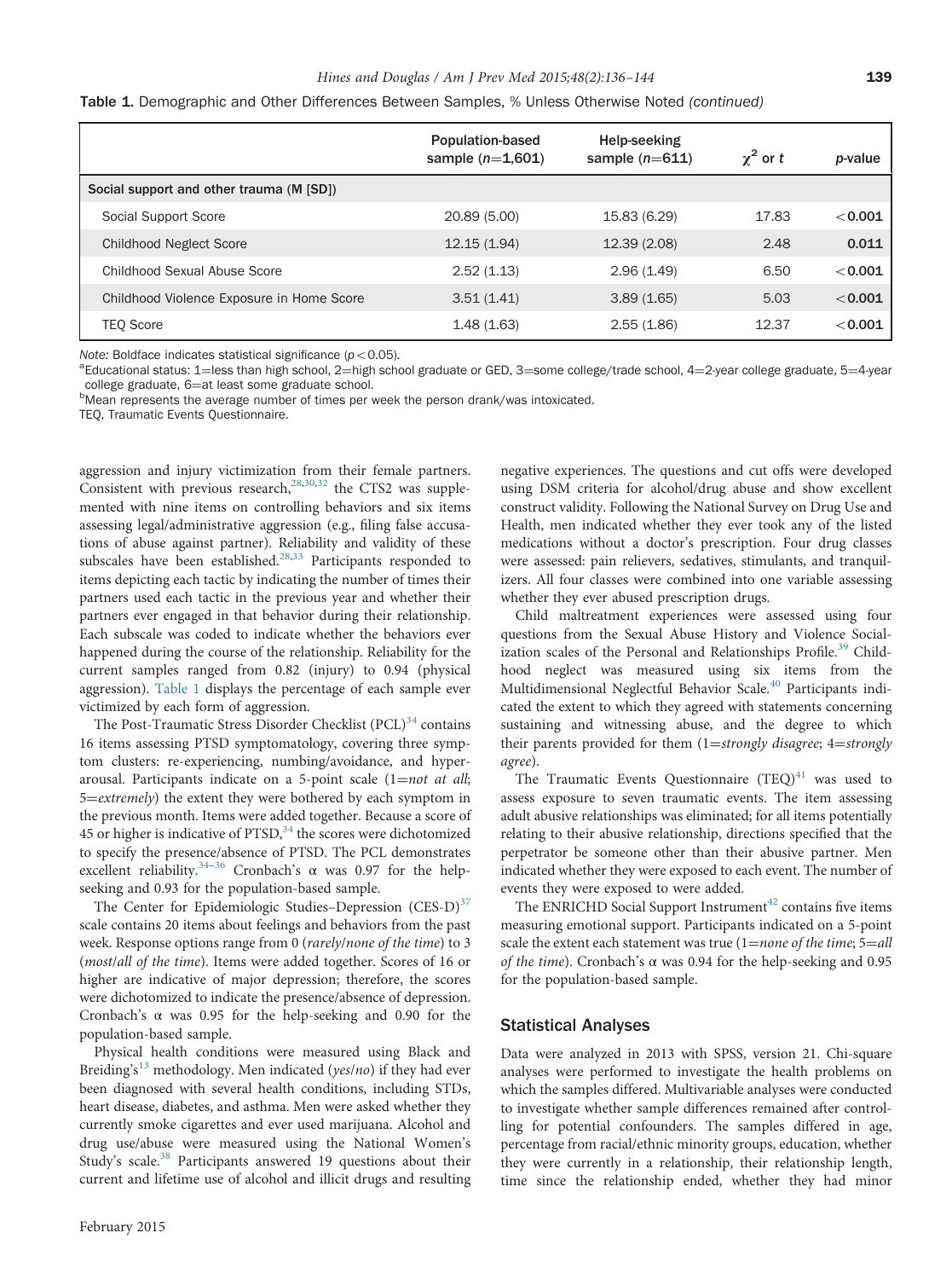**Table 1.** Demographic and Other Differences Between Samples, % Unless Otherwise Noted *(continued)*

| | Population-based sample ($n$=1,601) | Help-seeking sample ($n$=611) | $\chi^2$ or $t$ | $p$-value |
|---|---|---|---|---|
| **Social support and other trauma (M [SD])** | | | | |
| Social Support Score | 20.89 (5.00) | 15.83 (6.29) | 17.83 | **<0.001** |
| Childhood Neglect Score | 12.15 (1.94) | 12.39 (2.08) | 2.48 | **0.011** |
| Childhood Sexual Abuse Score | 2.52 (1.13) | 2.96 (1.49) | 6.50 | **<0.001** |
| Childhood Violence Exposure in Home Score | 3.51 (1.41) | 3.89 (1.65) | 5.03 | **<0.001** |
| TEQ Score | 1.48 (1.63) | 2.55 (1.86) | 12.37 | **<0.001** |

*Note:* Boldface indicates statistical significance ($p<0.05$).
[a]Educational status: 1=less than high school, 2=high school graduate or GED, 3=some college/trade school, 4=2-year college graduate, 5=4-year college graduate, 6=at least some graduate school.
[b]Mean represents the average number of times per week the person drank/was intoxicated.
TEQ, Traumatic Events Questionnaire.

aggression and injury victimization from their female partners. Consistent with previous research,[28,30,32] the CTS2 was supplemented with nine items on controlling behaviors and six items assessing legal/administrative aggression (e.g., filing false accusations of abuse against partner). Reliability and validity of these subscales have been established.[28,33] Participants responded to items depicting each tactic by indicating the number of times their partners used each tactic in the previous year and whether their partners ever engaged in that behavior during their relationship. Each subscale was coded to indicate whether the behaviors ever happened during the course of the relationship. Reliability for the current samples ranged from 0.82 (injury) to 0.94 (physical aggression). Table 1 displays the percentage of each sample ever victimized by each form of aggression.

The Post-Traumatic Stress Disorder Checklist (PCL)[34] contains 16 items assessing PTSD symptomatology, covering three symptom clusters: re-experiencing, numbing/avoidance, and hyperarousal. Participants indicate on a 5-point scale (1=*not at all*; 5=*extremely*) the extent they were bothered by each symptom in the previous month. Items were added together. Because a score of 45 or higher is indicative of PTSD,[34] the scores were dichotomized to specify the presence/absence of PTSD. The PCL demonstrates excellent reliability.[34–36] Cronbach's α was 0.97 for the help-seeking and 0.93 for the population-based sample.

The Center for Epidemiologic Studies–Depression (CES-D)[37] scale contains 20 items about feelings and behaviors from the past week. Response options range from 0 (*rarely/none of the time*) to 3 (*most/all of the time*). Items were added together. Scores of 16 or higher are indicative of major depression; therefore, the scores were dichotomized to indicate the presence/absence of depression. Cronbach's α was 0.95 for the help-seeking and 0.90 for the population-based sample.

Physical health conditions were measured using Black and Breiding's[13] methodology. Men indicated (*yes/no*) if they had ever been diagnosed with several health conditions, including STDs, heart disease, diabetes, and asthma. Men were asked whether they currently smoke cigarettes and ever used marijuana. Alcohol and drug use/abuse were measured using the National Women's Study's scale.[38] Participants answered 19 questions about their current and lifetime use of alcohol and illicit drugs and resulting negative experiences. The questions and cut offs were developed using DSM criteria for alcohol/drug abuse and show excellent construct validity. Following the National Survey on Drug Use and Health, men indicated whether they ever took any of the listed medications without a doctor's prescription. Four drug classes were assessed: pain relievers, sedatives, stimulants, and tranquilizers. All four classes were combined into one variable assessing whether they ever abused prescription drugs.

Child maltreatment experiences were assessed using four questions from the Sexual Abuse History and Violence Socialization scales of the Personal and Relationships Profile.[39] Childhood neglect was measured using six items from the Multidimensional Neglectful Behavior Scale.[40] Participants indicated the extent to which they agreed with statements concerning sustaining and witnessing abuse, and the degree to which their parents provided for them (1=*strongly disagree*; 4=*strongly agree*).

The Traumatic Events Questionnaire (TEQ)[41] was used to assess exposure to seven traumatic events. The item assessing adult abusive relationships was eliminated; for all items potentially relating to their abusive relationship, directions specified that the perpetrator be someone other than their abusive partner. Men indicated whether they were exposed to each event. The number of events they were exposed to were added.

The ENRICHD Social Support Instrument[42] contains five items measuring emotional support. Participants indicated on a 5-point scale the extent each statement was true (1=*none of the time*; 5=*all of the time*). Cronbach's α was 0.94 for the help-seeking and 0.95 for the population-based sample.

## Statistical Analyses

Data were analyzed in 2013 with SPSS, version 21. Chi-square analyses were performed to investigate the health problems on which the samples differed. Multivariable analyses were conducted to investigate whether sample differences remained after controlling for potential confounders. The samples differed in age, percentage from racial/ethnic minority groups, education, whether they were currently in a relationship, their relationship length, time since the relationship ended, whether they had minor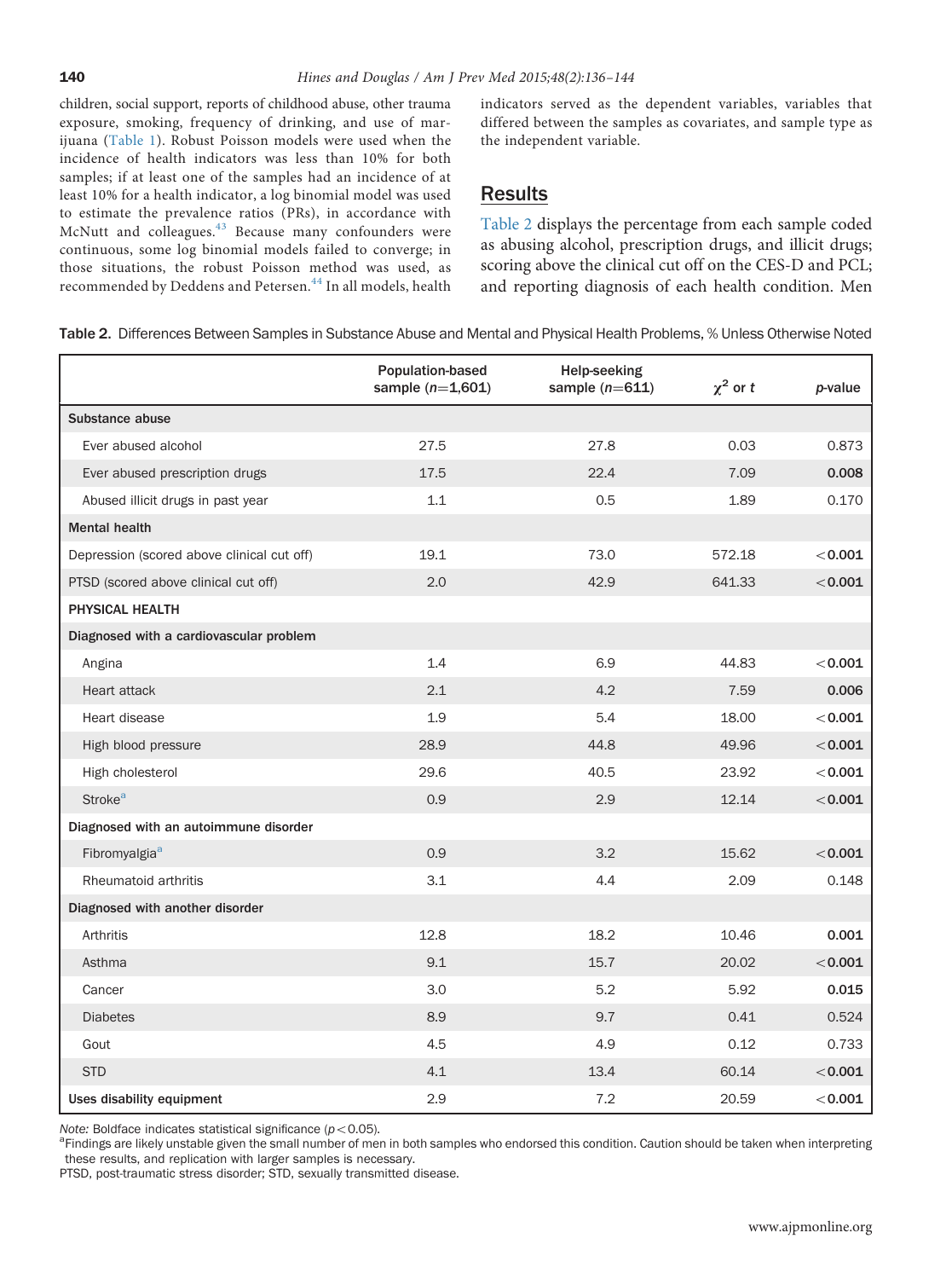children, social support, reports of childhood abuse, other trauma exposure, smoking, frequency of drinking, and use of marijuana (Table 1). Robust Poisson models were used when the incidence of health indicators was less than 10% for both samples; if at least one of the samples had an incidence of at least 10% for a health indicator, a log binomial model was used to estimate the prevalence ratios (PRs), in accordance with McNutt and colleagues.[43] Because many confounders were continuous, some log binomial models failed to converge; in those situations, the robust Poisson method was used, as recommended by Deddens and Petersen.[44] In all models, health indicators served as the dependent variables, variables that differed between the samples as covariates, and sample type as the independent variable.

## Results

Table 2 displays the percentage from each sample coded as abusing alcohol, prescription drugs, and illicit drugs; scoring above the clinical cut off on the CES-D and PCL; and reporting diagnosis of each health condition. Men

**Table 2.** Differences Between Samples in Substance Abuse and Mental and Physical Health Problems, % Unless Otherwise Noted

| | Population-based sample ($n$=1,601) | Help-seeking sample ($n$=611) | $\chi^2$ or $t$ | $p$-value |
|---|---|---|---|---|
| **Substance abuse** | | | | |
| Ever abused alcohol | 27.5 | 27.8 | 0.03 | 0.873 |
| Ever abused prescription drugs | 17.5 | 22.4 | 7.09 | **0.008** |
| Abused illicit drugs in past year | 1.1 | 0.5 | 1.89 | 0.170 |
| **Mental health** | | | | |
| Depression (scored above clinical cut off) | 19.1 | 73.0 | 572.18 | <**0.001** |
| PTSD (scored above clinical cut off) | 2.0 | 42.9 | 641.33 | <**0.001** |
| **PHYSICAL HEALTH** | | | | |
| **Diagnosed with a cardiovascular problem** | | | | |
| Angina | 1.4 | 6.9 | 44.83 | <**0.001** |
| Heart attack | 2.1 | 4.2 | 7.59 | **0.006** |
| Heart disease | 1.9 | 5.4 | 18.00 | <**0.001** |
| High blood pressure | 28.9 | 44.8 | 49.96 | <**0.001** |
| High cholesterol | 29.6 | 40.5 | 23.92 | <**0.001** |
| Stroke[a] | 0.9 | 2.9 | 12.14 | <**0.001** |
| **Diagnosed with an autoimmune disorder** | | | | |
| Fibromyalgia[a] | 0.9 | 3.2 | 15.62 | <**0.001** |
| Rheumatoid arthritis | 3.1 | 4.4 | 2.09 | 0.148 |
| **Diagnosed with another disorder** | | | | |
| Arthritis | 12.8 | 18.2 | 10.46 | **0.001** |
| Asthma | 9.1 | 15.7 | 20.02 | <**0.001** |
| Cancer | 3.0 | 5.2 | 5.92 | **0.015** |
| Diabetes | 8.9 | 9.7 | 0.41 | 0.524 |
| Gout | 4.5 | 4.9 | 0.12 | 0.733 |
| STD | 4.1 | 13.4 | 60.14 | <**0.001** |
| **Uses disability equipment** | 2.9 | 7.2 | 20.59 | <**0.001** |

*Note:* Boldface indicates statistical significance ($p<0.05$).

[a]Findings are likely unstable given the small number of men in both samples who endorsed this condition. Caution should be taken when interpreting these results, and replication with larger samples is necessary.

PTSD, post-traumatic stress disorder; STD, sexually transmitted disease.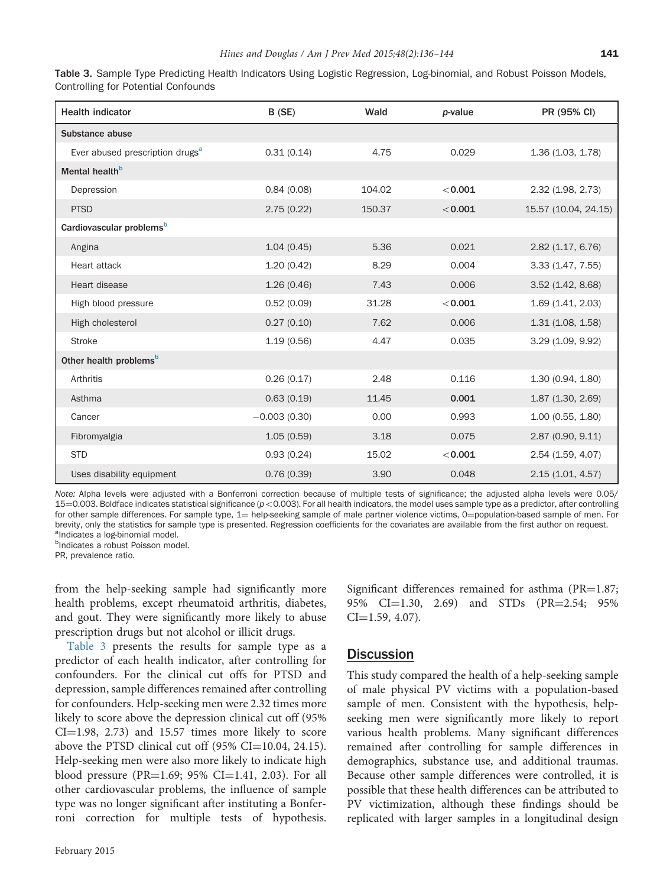**Table 3.** Sample Type Predicting Health Indicators Using Logistic Regression, Log-binomial, and Robust Poisson Models, Controlling for Potential Confounds

| Health indicator | B (SE) | Wald | *p*-value | PR (95% CI) |
|---|---|---|---|---|
| **Substance abuse** | | | | |
| Ever abused prescription drugs[a] | 0.31 (0.14) | 4.75 | 0.029 | 1.36 (1.03, 1.78) |
| **Mental health**[b] | | | | |
| Depression | 0.84 (0.08) | 104.02 | **<0.001** | 2.32 (1.98, 2.73) |
| PTSD | 2.75 (0.22) | 150.37 | **<0.001** | 15.57 (10.04, 24.15) |
| **Cardiovascular problems**[b] | | | | |
| Angina | 1.04 (0.45) | 5.36 | 0.021 | 2.82 (1.17, 6.76) |
| Heart attack | 1.20 (0.42) | 8.29 | 0.004 | 3.33 (1.47, 7.55) |
| Heart disease | 1.26 (0.46) | 7.43 | 0.006 | 3.52 (1.42, 8.68) |
| High blood pressure | 0.52 (0.09) | 31.28 | **<0.001** | 1.69 (1.41, 2.03) |
| High cholesterol | 0.27 (0.10) | 7.62 | 0.006 | 1.31 (1.08, 1.58) |
| Stroke | 1.19 (0.56) | 4.47 | 0.035 | 3.29 (1.09, 9.92) |
| **Other health problems**[b] | | | | |
| Arthritis | 0.26 (0.17) | 2.48 | 0.116 | 1.30 (0.94, 1.80) |
| Asthma | 0.63 (0.19) | 11.45 | **0.001** | 1.87 (1.30, 2.69) |
| Cancer | −0.003 (0.30) | 0.00 | 0.993 | 1.00 (0.55, 1.80) |
| Fibromyalgia | 1.05 (0.59) | 3.18 | 0.075 | 2.87 (0.90, 9.11) |
| STD | 0.93 (0.24) | 15.02 | **<0.001** | 2.54 (1.59, 4.07) |
| Uses disability equipment | 0.76 (0.39) | 3.90 | 0.048 | 2.15 (1.01, 4.57) |

*Note:* Alpha levels were adjusted with a Bonferroni correction because of multiple tests of significance; the adjusted alpha levels were 0.05/15=0.003. Boldface indicates statistical significance ($p<0.003$). For all health indicators, the model uses sample type as a predictor, after controlling for other sample differences. For sample type, 1= help-seeking sample of male partner violence victims, 0=population-based sample of men. For brevity, only the statistics for sample type is presented. Regression coefficients for the covariates are available from the first author on request.
[a]Indicates a log-binomial model.
[b]Indicates a robust Poisson model.
PR, prevalence ratio.

from the help-seeking sample had significantly more health problems, except rheumatoid arthritis, diabetes, and gout. They were significantly more likely to abuse prescription drugs but not alcohol or illicit drugs.

Table 3 presents the results for sample type as a predictor of each health indicator, after controlling for confounders. For the clinical cut offs for PTSD and depression, sample differences remained after controlling for confounders. Help-seeking men were 2.32 times more likely to score above the depression clinical cut off (95% CI=1.98, 2.73) and 15.57 times more likely to score above the PTSD clinical cut off (95% CI=10.04, 24.15). Help-seeking men were also more likely to indicate high blood pressure (PR=1.69; 95% CI=1.41, 2.03). For all other cardiovascular problems, the influence of sample type was no longer significant after instituting a Bonferroni correction for multiple tests of hypothesis. Significant differences remained for asthma (PR=1.87; 95% CI=1.30, 2.69) and STDs (PR=2.54; 95% CI=1.59, 4.07).

## Discussion

This study compared the health of a help-seeking sample of male physical PV victims with a population-based sample of men. Consistent with the hypothesis, help-seeking men were significantly more likely to report various health problems. Many significant differences remained after controlling for sample differences in demographics, substance use, and additional traumas. Because other sample differences were controlled, it is possible that these health differences can be attributed to PV victimization, although these findings should be replicated with larger samples in a longitudinal design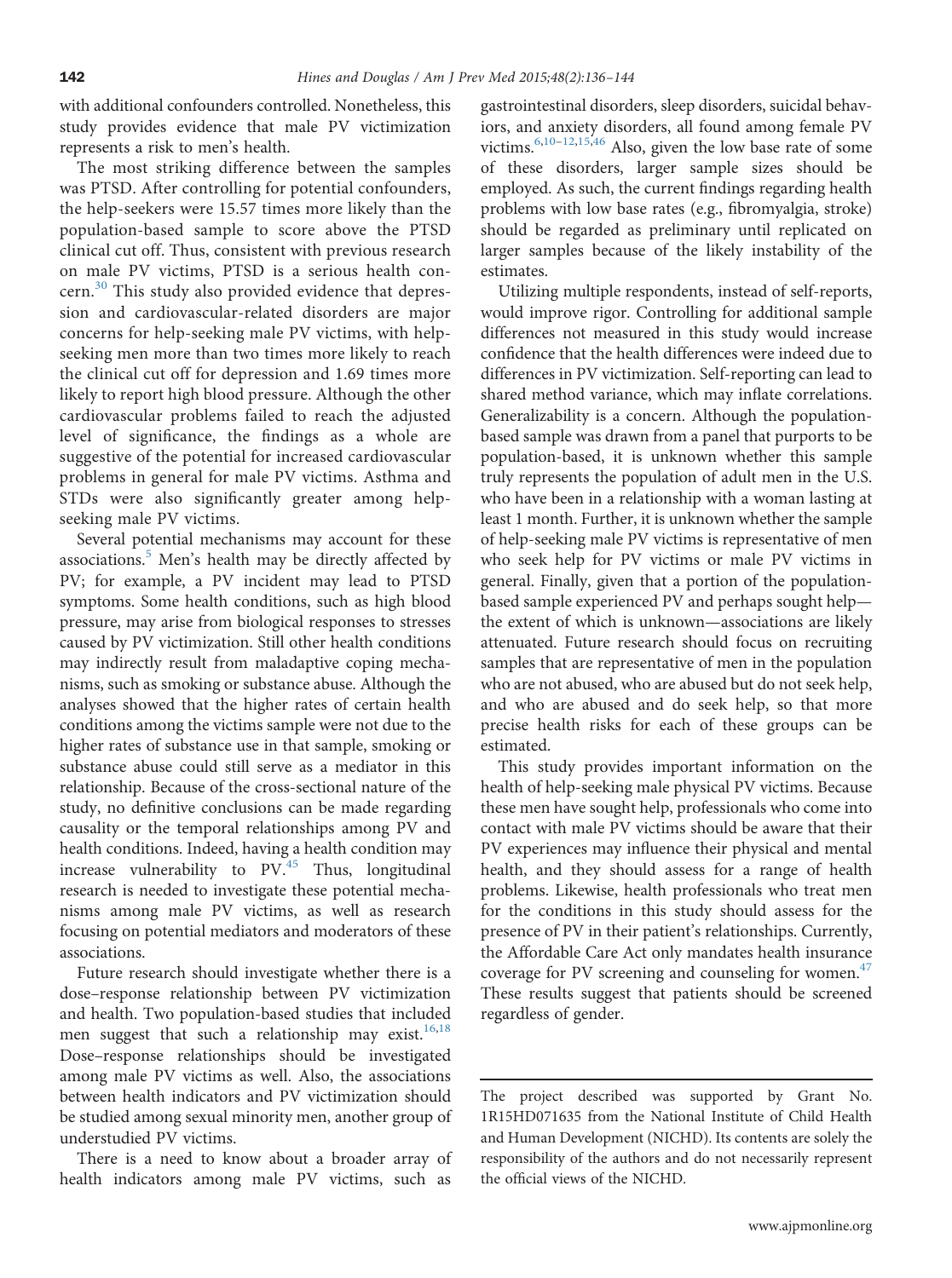with additional confounders controlled. Nonetheless, this study provides evidence that male PV victimization represents a risk to men's health.

The most striking difference between the samples was PTSD. After controlling for potential confounders, the help-seekers were 15.57 times more likely than the population-based sample to score above the PTSD clinical cut off. Thus, consistent with previous research on male PV victims, PTSD is a serious health concern.[30] This study also provided evidence that depression and cardiovascular-related disorders are major concerns for help-seeking male PV victims, with help-seeking men more than two times more likely to reach the clinical cut off for depression and 1.69 times more likely to report high blood pressure. Although the other cardiovascular problems failed to reach the adjusted level of significance, the findings as a whole are suggestive of the potential for increased cardiovascular problems in general for male PV victims. Asthma and STDs were also significantly greater among help-seeking male PV victims.

Several potential mechanisms may account for these associations.[5] Men's health may be directly affected by PV; for example, a PV incident may lead to PTSD symptoms. Some health conditions, such as high blood pressure, may arise from biological responses to stresses caused by PV victimization. Still other health conditions may indirectly result from maladaptive coping mechanisms, such as smoking or substance abuse. Although the analyses showed that the higher rates of certain health conditions among the victims sample were not due to the higher rates of substance use in that sample, smoking or substance abuse could still serve as a mediator in this relationship. Because of the cross-sectional nature of the study, no definitive conclusions can be made regarding causality or the temporal relationships among PV and health conditions. Indeed, having a health condition may increase vulnerability to PV.[45] Thus, longitudinal research is needed to investigate these potential mechanisms among male PV victims, as well as research focusing on potential mediators and moderators of these associations.

Future research should investigate whether there is a dose–response relationship between PV victimization and health. Two population-based studies that included men suggest that such a relationship may exist.[16,18] Dose–response relationships should be investigated among male PV victims as well. Also, the associations between health indicators and PV victimization should be studied among sexual minority men, another group of understudied PV victims.

There is a need to know about a broader array of health indicators among male PV victims, such as gastrointestinal disorders, sleep disorders, suicidal behaviors, and anxiety disorders, all found among female PV victims.[6,10–12,15,46] Also, given the low base rate of some of these disorders, larger sample sizes should be employed. As such, the current findings regarding health problems with low base rates (e.g., fibromyalgia, stroke) should be regarded as preliminary until replicated on larger samples because of the likely instability of the estimates.

Utilizing multiple respondents, instead of self-reports, would improve rigor. Controlling for additional sample differences not measured in this study would increase confidence that the health differences were indeed due to differences in PV victimization. Self-reporting can lead to shared method variance, which may inflate correlations. Generalizability is a concern. Although the population-based sample was drawn from a panel that purports to be population-based, it is unknown whether this sample truly represents the population of adult men in the U.S. who have been in a relationship with a woman lasting at least 1 month. Further, it is unknown whether the sample of help-seeking male PV victims is representative of men who seek help for PV victims or male PV victims in general. Finally, given that a portion of the population-based sample experienced PV and perhaps sought help—the extent of which is unknown—associations are likely attenuated. Future research should focus on recruiting samples that are representative of men in the population who are not abused, who are abused but do not seek help, and who are abused and do seek help, so that more precise health risks for each of these groups can be estimated.

This study provides important information on the health of help-seeking male physical PV victims. Because these men have sought help, professionals who come into contact with male PV victims should be aware that their PV experiences may influence their physical and mental health, and they should assess for a range of health problems. Likewise, health professionals who treat men for the conditions in this study should assess for the presence of PV in their patient's relationships. Currently, the Affordable Care Act only mandates health insurance coverage for PV screening and counseling for women.[47] These results suggest that patients should be screened regardless of gender.

---

The project described was supported by Grant No. 1R15HD071635 from the National Institute of Child Health and Human Development (NICHD). Its contents are solely the responsibility of the authors and do not necessarily represent the official views of the NICHD.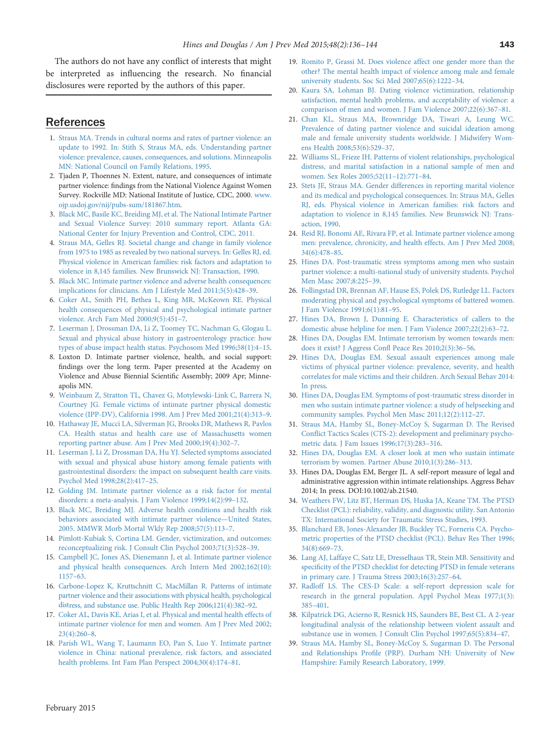The authors do not have any conflict of interests that might be interpreted as influencing the research. No financial disclosures were reported by the authors of this paper.

## References

1. Straus MA. Trends in cultural norms and rates of partner violence: an update to 1992. In: Stith S, Straus MA, eds. Understanding partner violence: prevalence, causes, consequences, and solutions. Minneapolis MN: National Council on Family Relations, 1995.
2. Tjaden P, Thoennes N. Extent, nature, and consequences of intimate partner violence: findings from the National Violence Against Women Survey. Rockville MD: National Institute of Justice, CDC, 2000. www.ojp.usdoj.gov/nij/pubs-sum/181867.htm.
3. Black MC, Basile KC, Breiding MJ, et al. The National Intimate Partner and Sexual Violence Survey: 2010 summary report. Atlanta GA: National Center for Injury Prevention and Control, CDC, 2011.
4. Straus MA, Gelles RJ. Societal change and change in family violence from 1975 to 1985 as revealed by two national surveys. In: Gelles RJ, ed. Physical violence in American families: risk factors and adaptation to violence in 8,145 families. New Brunswick NJ: Transaction, 1990.
5. Black MC. Intimate partner violence and adverse health consequences: implications for clinicians. Am J Lifestyle Med 2011;5(5):428–39.
6. Coker AL, Smith PH, Bethea L, King MR, McKeown RE. Physical health consequences of physical and psychological intimate partner violence. Arch Fam Med 2000;9(5):451–7.
7. Leserman J, Drossman DA, Li Z, Toomey TC, Nachman G, Glogau L. Sexual and physical abuse history in gastroenterology practice: how types of abuse impact health status. Psychosom Med 1996;58(1):4–15.
8. Loxton D. Intimate partner violence, health, and social support: findings over the long term. Paper presented at the Academy on Violence and Abuse Biennial Scientific Assembly; 2009 Apr; Minneapolis MN.
9. Weinbaum Z, Stratton TL, Chavez G, Motylewski-Link C, Barrera N, Courtney JG. Female victims of intimate partner physical domestic violence (IPP-DV), California 1998. Am J Prev Med 2001;21(4):313–9.
10. Hathaway JE, Mucci LA, Silverman JG, Brooks DR, Mathews R, Pavlos CA. Health status and health care use of Massachusetts women reporting partner abuse. Am J Prev Med 2000;19(4):302–7.
11. Leserman J, Li Z, Drossman DA, Hu YJ. Selected symptoms associated with sexual and physical abuse history among female patients with gastrointestinal disorders: the impact on subsequent health care visits. Psychol Med 1998;28(2):417–25.
12. Golding JM. Intimate partner violence as a risk factor for mental disorders: a meta-analysis. J Fam Violence 1999;14(2):99–132.
13. Black MC, Breiding MJ. Adverse health conditions and health risk behaviors associated with intimate partner violence—United States, 2005. MMWR Morb Mortal Wkly Rep 2008;57(5):113–7.
14. Pimlott-Kubiak S, Cortina LM. Gender, victimization, and outcomes: reconceptualizing risk. J Consult Clin Psychol 2003;71(3):528–39.
15. Campbell JC, Jones AS, Dienemann J, et al. Intimate partner violence and physical health consequences. Arch Intern Med 2002;162(10): 1157–63.
16. Carbone-Lopez K, Kruttschnitt C, MacMillan R. Patterns of intimate partner violence and their associations with physical health, psychological distress, and substance use. Public Health Rep 2006;121(4):382–92.
17. Coker AL, Davis KE, Arias I, et al. Physical and mental health effects of intimate partner violence for men and women. Am J Prev Med 2002; 23(4):260–8.
18. Parish WL, Wang T, Laumann EO, Pan S, Luo Y. Intimate partner violence in China: national prevalence, risk factors, and associated health problems. Int Fam Plan Perspect 2004;30(4):174–81.
19. Romito P, Grassi M. Does violence affect one gender more than the other? The mental health impact of violence among male and female university students. Soc Sci Med 2007;65(6):1222–34.
20. Kaura SA, Lohman BJ. Dating violence victimization, relationship satisfaction, mental health problems, and acceptability of violence: a comparison of men and women. J Fam Violence 2007;22(6):367–81.
21. Chan KL, Straus MA, Brownridge DA, Tiwari A, Leung WC. Prevalence of dating partner violence and suicidal ideation among male and female university students worldwide. J Midwifery Womens Health 2008;53(6):529–37.
22. Williams SL, Frieze IH. Patterns of violent relationships, psychological distress, and marital satisfaction in a national sample of men and women. Sex Roles 2005;52(11–12):771–84.
23. Stets JE, Straus MA. Gender differences in reporting marital violence and its medical and psychological consequences. In: Straus MA, Gelles RJ, eds. Physical violence in American families: risk factors and adaptation to violence in 8,145 families. New Brunswick NJ: Transaction, 1990.
24. Reid RJ, Bonomi AE, Rivara FP, et al. Intimate partner violence among men: prevalence, chronicity, and health effects. Am J Prev Med 2008; 34(6):478–85.
25. Hines DA. Post-traumatic stress symptoms among men who sustain partner violence: a multi-national study of university students. Psychol Men Masc 2007;8:225–39.
26. Follingstad DR, Brennan AF, Hause ES, Polek DS, Rutledge LL. Factors moderating physical and psychological symptoms of battered women. J Fam Violence 1991;6(1):81–95.
27. Hines DA, Brown J, Dunning E. Characteristics of callers to the domestic abuse helpline for men. J Fam Violence 2007;22(2):63–72.
28. Hines DA, Douglas EM. Intimate terrorism by women towards men: does it exist? J Aggress Confl Peace Res 2010;2(3):36–56.
29. Hines DA, Douglas EM. Sexual assault experiences among male victims of physical partner violence: prevalence, severity, and health correlates for male victims and their children. Arch Sexual Behav 2014: In press.
30. Hines DA, Douglas EM. Symptoms of post-traumatic stress disorder in men who sustain intimate partner violence: a study of helpseeking and community samples. Psychol Men Masc 2011;12(2):112–27.
31. Straus MA, Hamby SL, Boney-McCoy S, Sugarman D. The Revised Conflict Tactics Scales (CTS-2): development and preliminary psychometric data. J Fam Issues 1996;17(3):283–316.
32. Hines DA, Douglas EM. A closer look at men who sustain intimate terrorism by women. Partner Abuse 2010;1(3):286–313.
33. Hines DA, Douglas EM, Berger JL. A self-report measure of legal and administrative aggression within intimate relationships. Aggress Behav 2014; In press. DOI:10.1002/ab.21540.
34. Weathers FW, Litz BT, Herman DS, Huska JA, Keane TM. The PTSD Checklist (PCL): reliability, validity, and diagnostic utility. San Antonio TX: International Society for Traumatic Stress Studies, 1993.
35. Blanchard EB, Jones-Alexander JB, Buckley TC, Forneris CA. Psychometric properties of the PTSD checklist (PCL). Behav Res Ther 1996; 34(8):669–73.
36. Lang AJ, Laffaye C, Satz LE, Dresselhaus TR, Stein MB. Sensitivity and specificity of the PTSD checklist for detecting PTSD in female veterans in primary care. J Trauma Stress 2003;16(3):257–64.
37. Radloff LS. The CES-D Scale: a self-report depression scale for research in the general population. Appl Psychol Meas 1977;1(3): 385–401.
38. Kilpatrick DG, Acierno R, Resnick HS, Saunders BE, Best CL. A 2-year longitudinal analysis of the relationship between violent assault and substance use in women. J Consult Clin Psychol 1997;65(5):834–47.
39. Straus MA, Hamby SL, Boney-McCoy S, Sugarman D. The Personal and Relationships Profile (PRP). Durham NH: University of New Hampshire: Family Research Laboratory, 1999.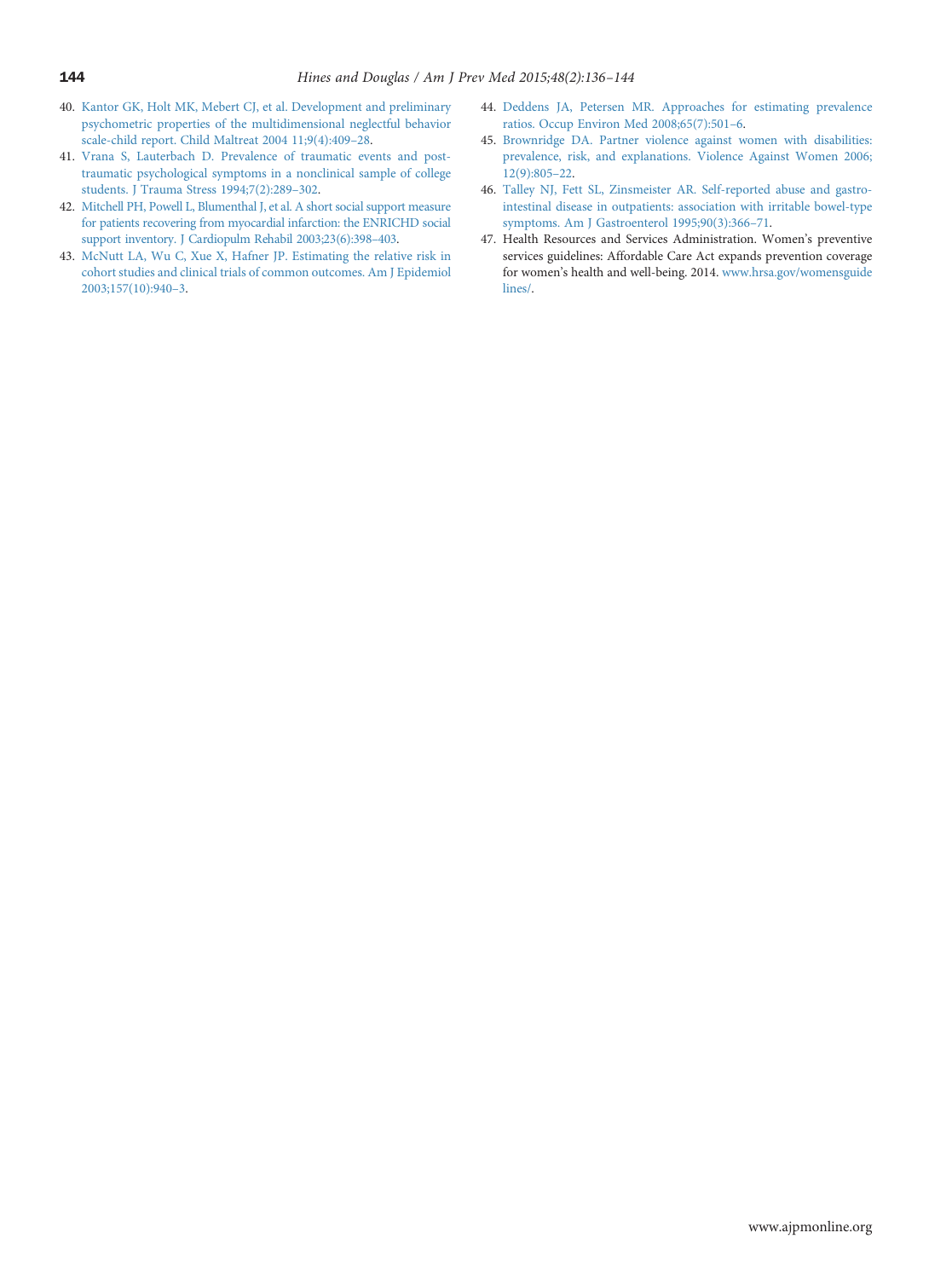40. Kantor GK, Holt MK, Mebert CJ, et al. Development and preliminary psychometric properties of the multidimensional neglectful behavior scale-child report. Child Maltreat 2004 11;9(4):409–28.
41. Vrana S, Lauterbach D. Prevalence of traumatic events and post-traumatic psychological symptoms in a nonclinical sample of college students. J Trauma Stress 1994;7(2):289–302.
42. Mitchell PH, Powell L, Blumenthal J, et al. A short social support measure for patients recovering from myocardial infarction: the ENRICHD social support inventory. J Cardiopulm Rehabil 2003;23(6):398–403.
43. McNutt LA, Wu C, Xue X, Hafner JP. Estimating the relative risk in cohort studies and clinical trials of common outcomes. Am J Epidemiol 2003;157(10):940–3.
44. Deddens JA, Petersen MR. Approaches for estimating prevalence ratios. Occup Environ Med 2008;65(7):501–6.
45. Brownridge DA. Partner violence against women with disabilities: prevalence, risk, and explanations. Violence Against Women 2006;12(9):805–22.
46. Talley NJ, Fett SL, Zinsmeister AR. Self-reported abuse and gastrointestinal disease in outpatients: association with irritable bowel-type symptoms. Am J Gastroenterol 1995;90(3):366–71.
47. Health Resources and Services Administration. Women's preventive services guidelines: Affordable Care Act expands prevention coverage for women's health and well-being. 2014. www.hrsa.gov/womensguidelines/.